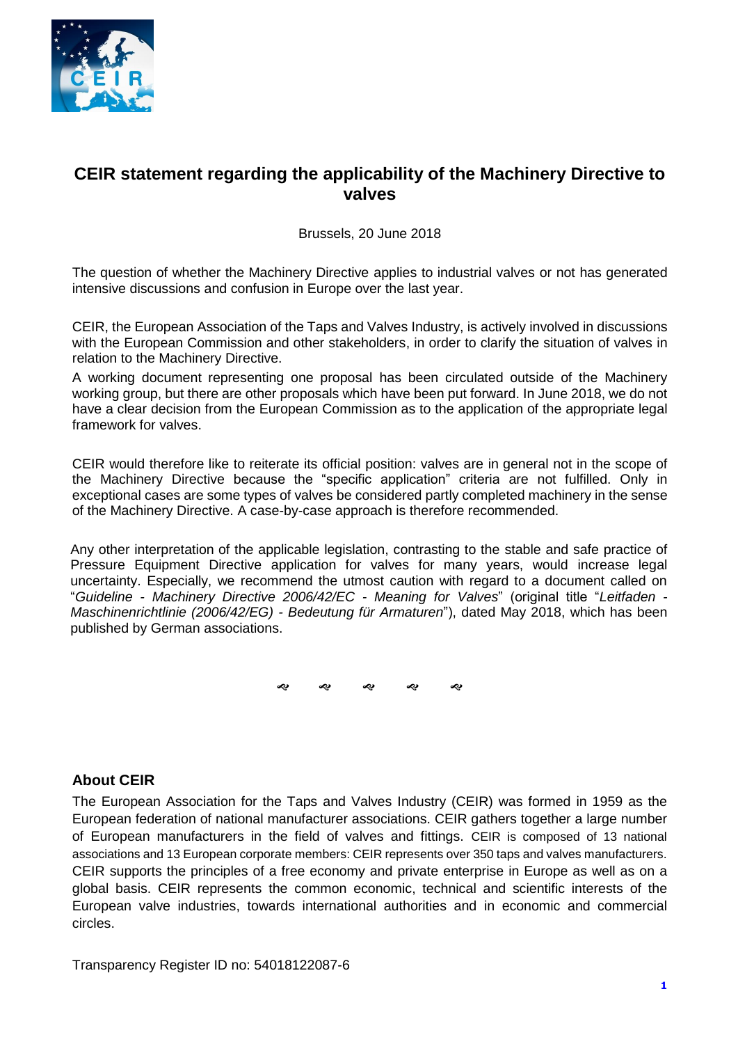# CEIR statement regarding the applicability of the Machinery Directive to valves

Brussels, 20 June 2018

The question of whether the Machinery Directive applies to industrial valves or not has generated intensive discussions and confusion in Europe over the last year.

CEIR, the European Association of the Taps and Valves Industry, is actively involved in discussions with the European Commission and other stakeholders, in order to clarify the situation of valves in relation to the Machinery Directive.

A working document representing one proposal has been circulated outside of the Machinery working group, but there are other proposals which have been put forward. In June 2018, we do not have a clear decision from the European Commission as to the application of the appropriate legal framework for valves.

CEIR would therefore like to reiterate its official position: valves are in general not in the scope of the Machinery Directive because the "specific application" criteria are not fulfilled. Only in exceptional cases are some types of valves be considered partly completed machinery in the sense of the Machinery Directive. A case-by-case approach is therefore recommended.

Any other interpretation of the applicable legislation, contrasting to the stable and safe practice of Pressure Equipment Directive application for valves for many years, would increase legal uncertainty. Especially, we recommend the utmost caution with regard to a document called on "*Guideline - Machinery Directive 2006/42/EC - Meaning for Valves*" (original title "*Leitfaden - Maschinenrichtlinie (2006/42/EG) - Bedeutung für Armaturen*"), dated May 2018, which has been published by German associations.

## About CEIR

The European Association for the Taps and Valves Industry (CEIR) was formed in 1959 as the European federation of national manufacturer associations. CEIR gathers together a large number of European manufacturers in the field of valves and fittings. CEIR is composed of 13 national associations and 13 European corporate members: CEIR represents over 350 taps and valves manufacturers. CEIR supports the principles of a free economy and private enterprise in Europe as well as on a global basis. CEIR represents the common economic, technical and scientific interests of the European valve industries, towards international authorities and in economic and commercial circles.

Transparency Register ID no: 54018122087-6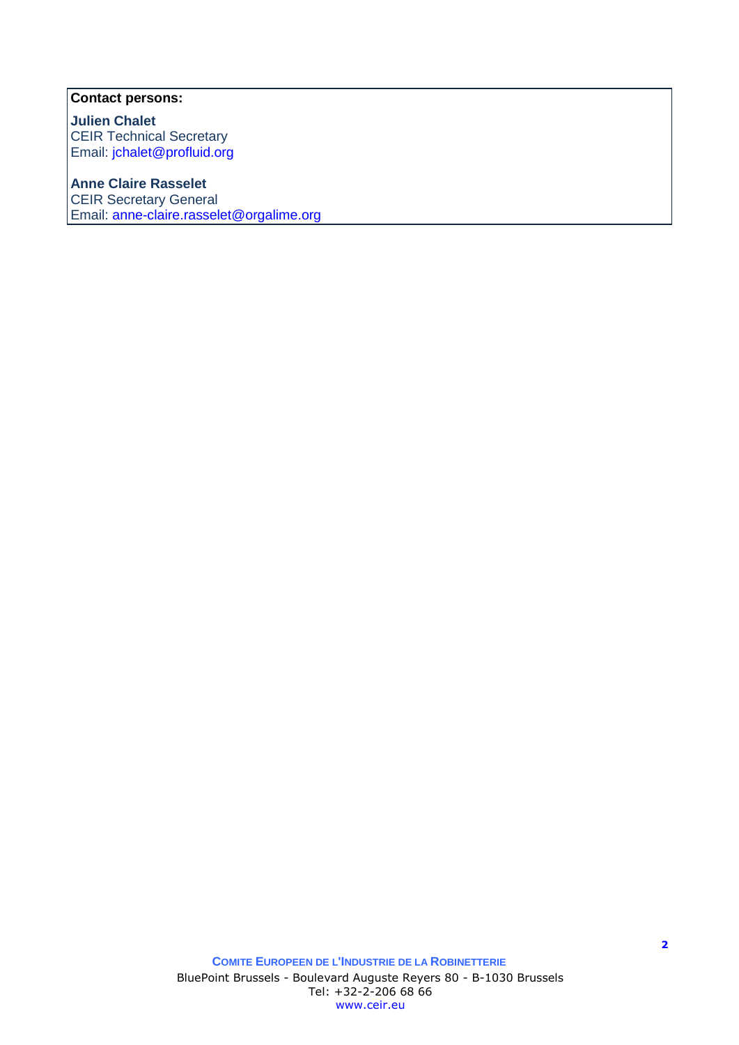**Contact persons:**

**Julien Chalet**
CEIR Technical Secretary
Email: jchalet@profluid.org

**Anne Claire Rasselet**
CEIR Secretary General
Email: anne-claire.rasselet@orgalime.org

**COMITE EUROPEEN DE L'INDUSTRIE DE LA ROBINETTERIE**
BluePoint Brussels - Boulevard Auguste Reyers 80 - B-1030 Brussels
Tel: +32-2-206 68 66
www.ceir.eu